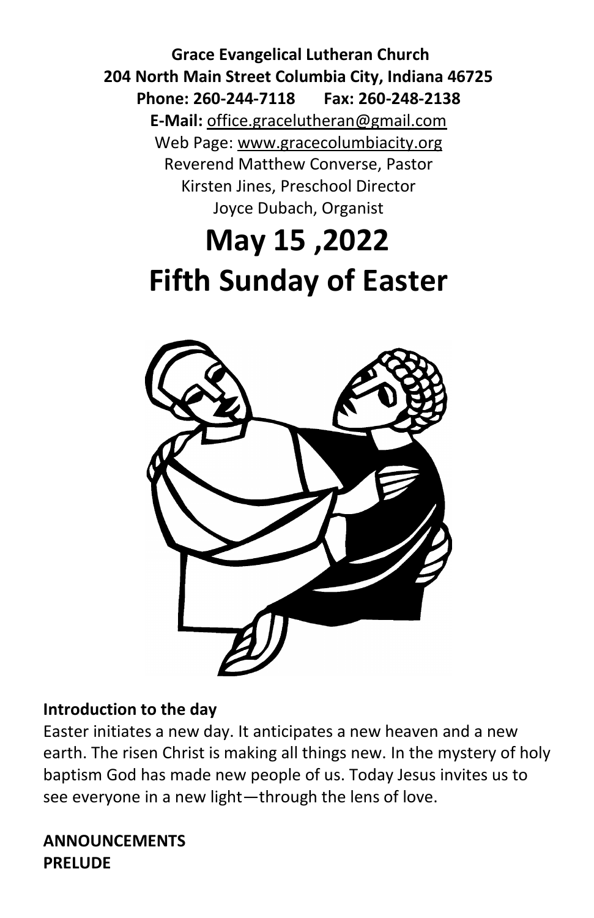**Grace Evangelical Lutheran Church**
**204 North Main Street Columbia City, Indiana 46725**
**Phone: 260-244-7118 Fax: 260-248-2138**
**E-Mail:** office.gracelutheran@gmail.com
Web Page: www.gracecolumbiacity.org
Reverend Matthew Converse, Pastor
Kirsten Jines, Preschool Director
Joyce Dubach, Organist

# May 15 ,2022
# Fifth Sunday of Easter

**Introduction to the day**

Easter initiates a new day. It anticipates a new heaven and a new earth. The risen Christ is making all things new. In the mystery of holy baptism God has made new people of us. Today Jesus invites us to see everyone in a new light—through the lens of love.

**ANNOUNCEMENTS**

**PRELUDE**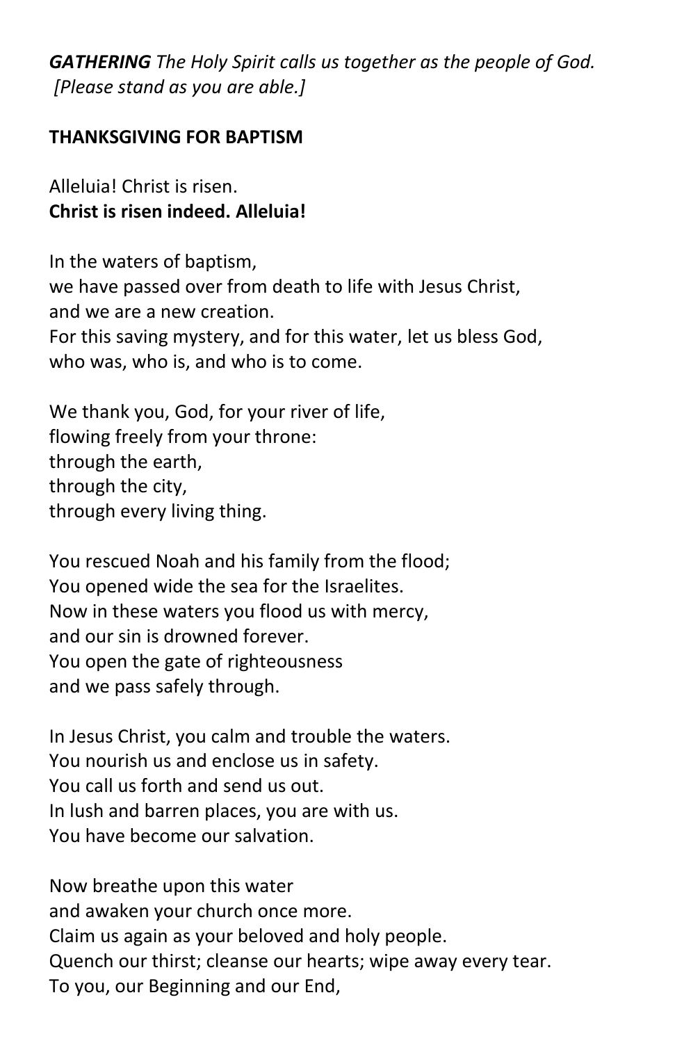***GATHERING*** *The Holy Spirit calls us together as the people of God.*
*[Please stand as you are able.]*

**THANKSGIVING FOR BAPTISM**

Alleluia! Christ is risen.
**Christ is risen indeed. Alleluia!**

In the waters of baptism,
we have passed over from death to life with Jesus Christ,
and we are a new creation.
For this saving mystery, and for this water, let us bless God,
who was, who is, and who is to come.

We thank you, God, for your river of life,
flowing freely from your throne:
through the earth,
through the city,
through every living thing.

You rescued Noah and his family from the flood;
You opened wide the sea for the Israelites.
Now in these waters you flood us with mercy,
and our sin is drowned forever.
You open the gate of righteousness
and we pass safely through.

In Jesus Christ, you calm and trouble the waters.
You nourish us and enclose us in safety.
You call us forth and send us out.
In lush and barren places, you are with us.
You have become our salvation.

Now breathe upon this water
and awaken your church once more.
Claim us again as your beloved and holy people.
Quench our thirst; cleanse our hearts; wipe away every tear.
To you, our Beginning and our End,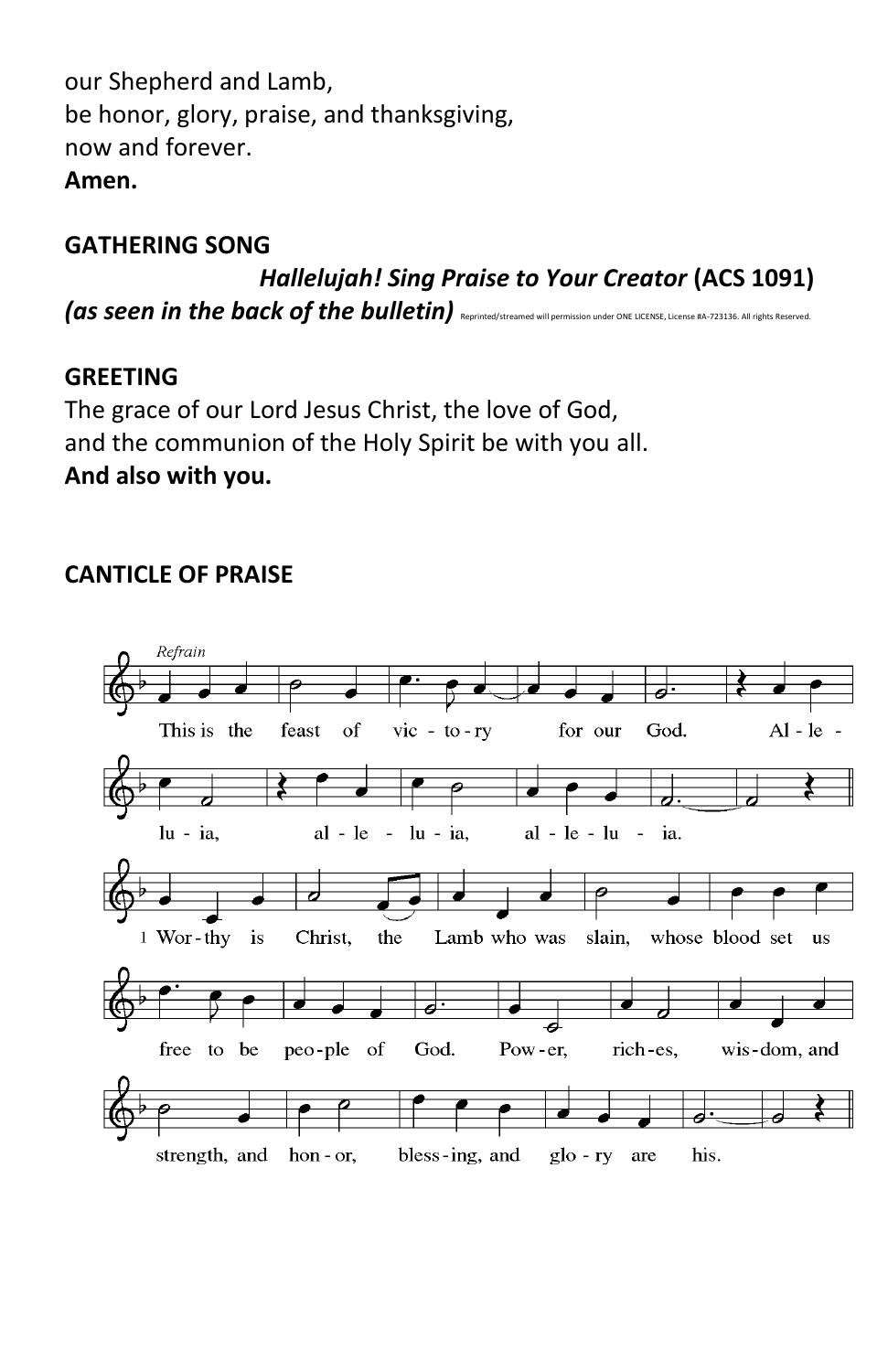our Shepherd and Lamb,
be honor, glory, praise, and thanksgiving,
now and forever.
**Amen.**

**GATHERING SONG**

***Hallelujah! Sing Praise to Your Creator*** **(ACS 1091)**
***(as seen in the back of the bulletin)*** Reprinted/streamed will permission under ONE LICENSE, License #A-723136. All rights Reserved.

**GREETING**

The grace of our Lord Jesus Christ, the love of God,
and the communion of the Holy Spirit be with you all.
**And also with you.**

**CANTICLE OF PRAISE**

*Refrain*

This is the feast of vic-to-ry for our God. Al-le-lu-ia, al-le-lu-ia, al-le-lu-ia.

1 Wor-thy is Christ, the Lamb who was slain, whose blood set us free to be peo-ple of God. Pow-er, rich-es, wis-dom, and strength, and hon-or, bless-ing, and glo-ry are his.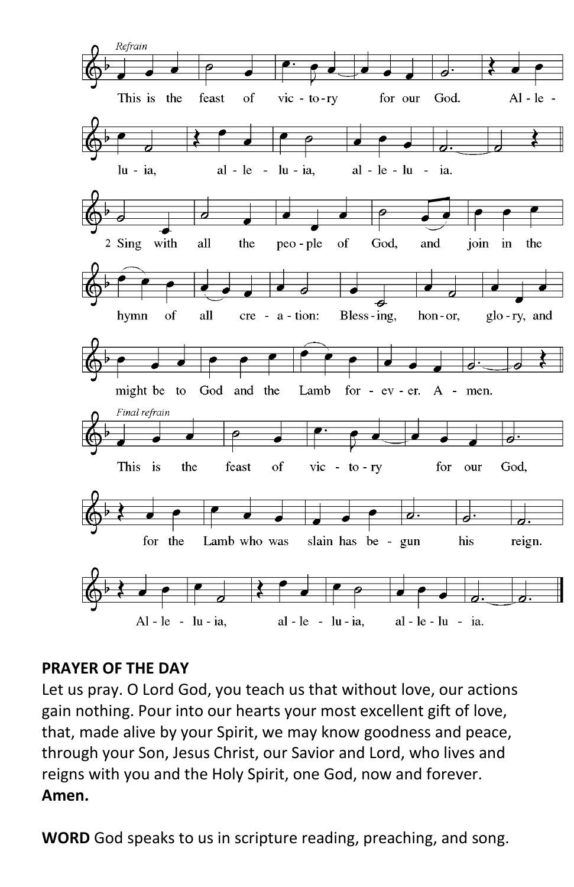*Refrain*

This is the feast of victory for our God. Alleluia, alleluia, alleluia.

2 Sing with all the people of God, and join in the hymn of all creation: Blessing, honor, glory, and might be to God and the Lamb forever. Amen.

*Final refrain*

This is the feast of victory for our God, for the Lamb who was slain has begun his reign. Alleluia, alleluia, alleluia.

**PRAYER OF THE DAY**

Let us pray. O Lord God, you teach us that without love, our actions gain nothing. Pour into our hearts your most excellent gift of love, that, made alive by your Spirit, we may know goodness and peace, through your Son, Jesus Christ, our Savior and Lord, who lives and reigns with you and the Holy Spirit, one God, now and forever. **Amen.**

**WORD** God speaks to us in scripture reading, preaching, and song.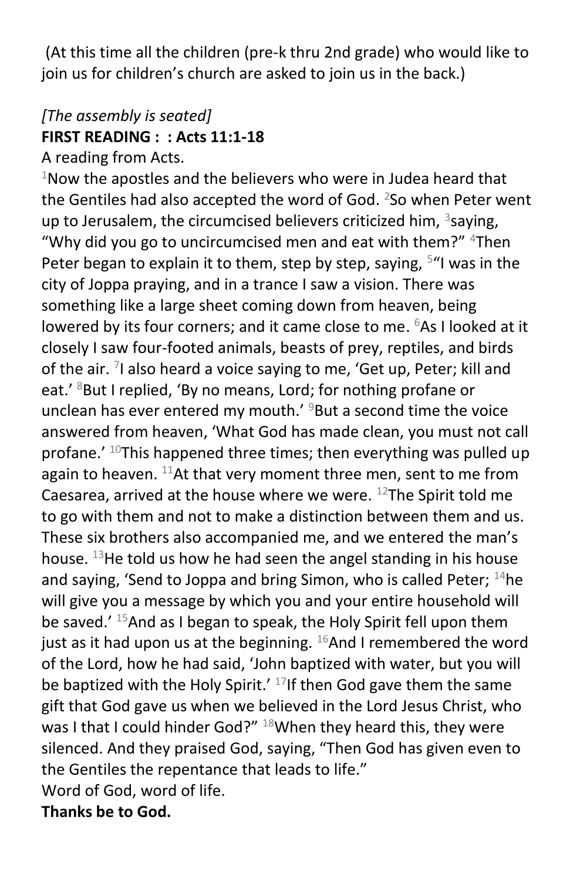(At this time all the children (pre-k thru 2nd grade) who would like to join us for children's church are asked to join us in the back.)

*[The assembly is seated]*

**FIRST READING : : Acts 11:1-18**

A reading from Acts.

[1]Now the apostles and the believers who were in Judea heard that the Gentiles had also accepted the word of God. [2]So when Peter went up to Jerusalem, the circumcised believers criticized him, [3]saying, "Why did you go to uncircumcised men and eat with them?" [4]Then Peter began to explain it to them, step by step, saying, [5]"I was in the city of Joppa praying, and in a trance I saw a vision. There was something like a large sheet coming down from heaven, being lowered by its four corners; and it came close to me. [6]As I looked at it closely I saw four-footed animals, beasts of prey, reptiles, and birds of the air. [7]I also heard a voice saying to me, 'Get up, Peter; kill and eat.' [8]But I replied, 'By no means, Lord; for nothing profane or unclean has ever entered my mouth.' [9]But a second time the voice answered from heaven, 'What God has made clean, you must not call profane.' [10]This happened three times; then everything was pulled up again to heaven. [11]At that very moment three men, sent to me from Caesarea, arrived at the house where we were. [12]The Spirit told me to go with them and not to make a distinction between them and us. These six brothers also accompanied me, and we entered the man's house. [13]He told us how he had seen the angel standing in his house and saying, 'Send to Joppa and bring Simon, who is called Peter; [14]he will give you a message by which you and your entire household will be saved.' [15]And as I began to speak, the Holy Spirit fell upon them just as it had upon us at the beginning. [16]And I remembered the word of the Lord, how he had said, 'John baptized with water, but you will be baptized with the Holy Spirit.' [17]If then God gave them the same gift that God gave us when we believed in the Lord Jesus Christ, who was I that I could hinder God?" [18]When they heard this, they were silenced. And they praised God, saying, "Then God has given even to the Gentiles the repentance that leads to life."

Word of God, word of life.

**Thanks be to God.**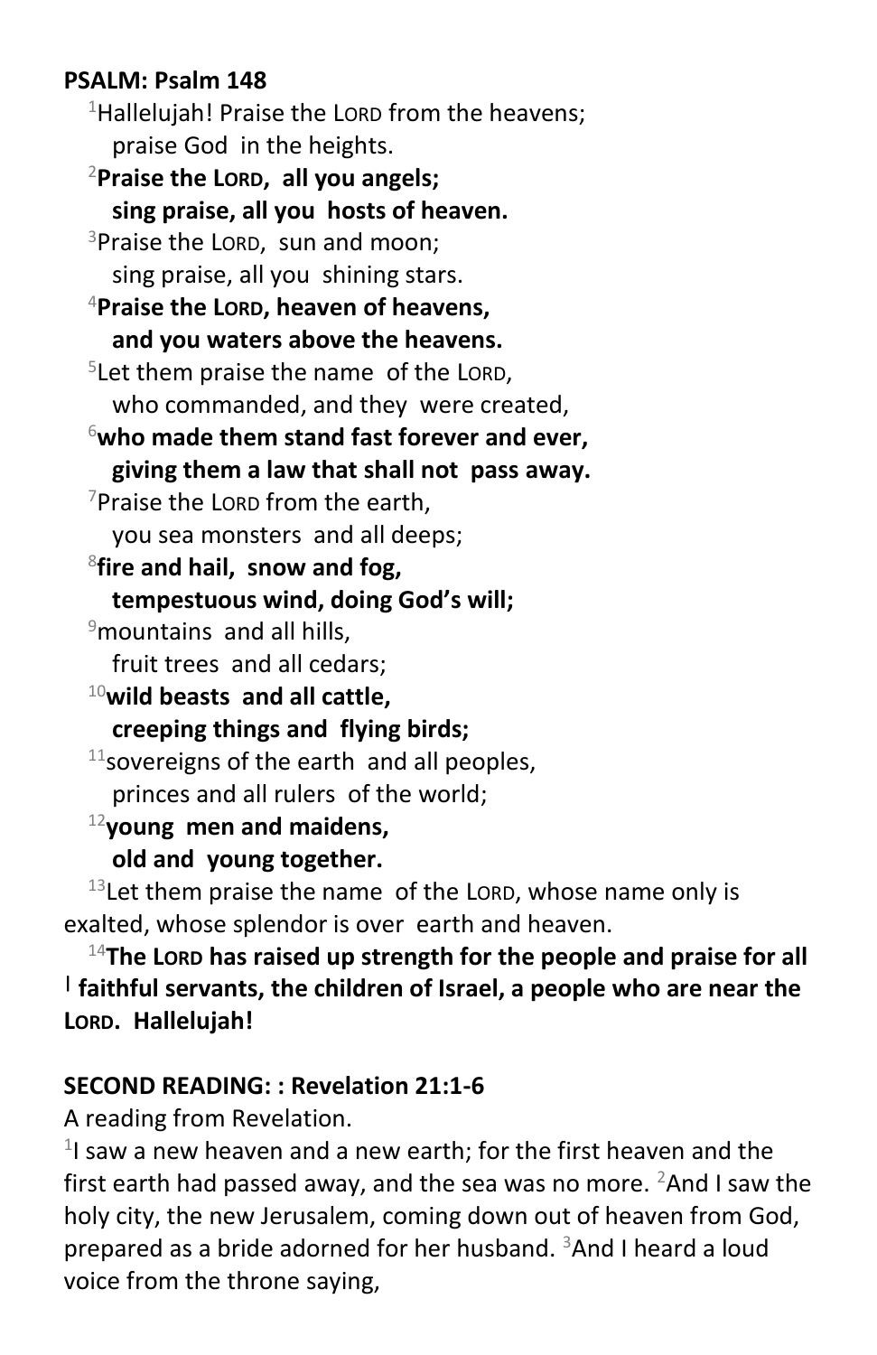**PSALM: Psalm 148**

[1]Hallelujah! Praise the LORD from the heavens;
praise God in the heights.

**[2]Praise the LORD, all you angels;**
**sing praise, all you hosts of heaven.**

[3]Praise the LORD, sun and moon;
sing praise, all you shining stars.

**[4]Praise the LORD, heaven of heavens,**
**and you waters above the heavens.**

[5]Let them praise the name of the LORD,
who commanded, and they were created,

**[6]who made them stand fast forever and ever,**
**giving them a law that shall not pass away.**

[7]Praise the LORD from the earth,
you sea monsters and all deeps;

**[8]fire and hail, snow and fog,**
**tempestuous wind, doing God's will;**

[9]mountains and all hills,
fruit trees and all cedars;

**[10]wild beasts and all cattle,**
**creeping things and flying birds;**

[11]sovereigns of the earth and all peoples,
princes and all rulers of the world;

**[12]young men and maidens,**
**old and young together.**

[13]Let them praise the name of the LORD, whose name only is exalted, whose splendor is over earth and heaven.

**[14]The LORD has raised up strength for the people and praise for all | faithful servants, the children of Israel, a people who are near the LORD. Hallelujah!**

**SECOND READING: : Revelation 21:1-6**

A reading from Revelation.

[1]I saw a new heaven and a new earth; for the first heaven and the first earth had passed away, and the sea was no more. [2]And I saw the holy city, the new Jerusalem, coming down out of heaven from God, prepared as a bride adorned for her husband. [3]And I heard a loud voice from the throne saying,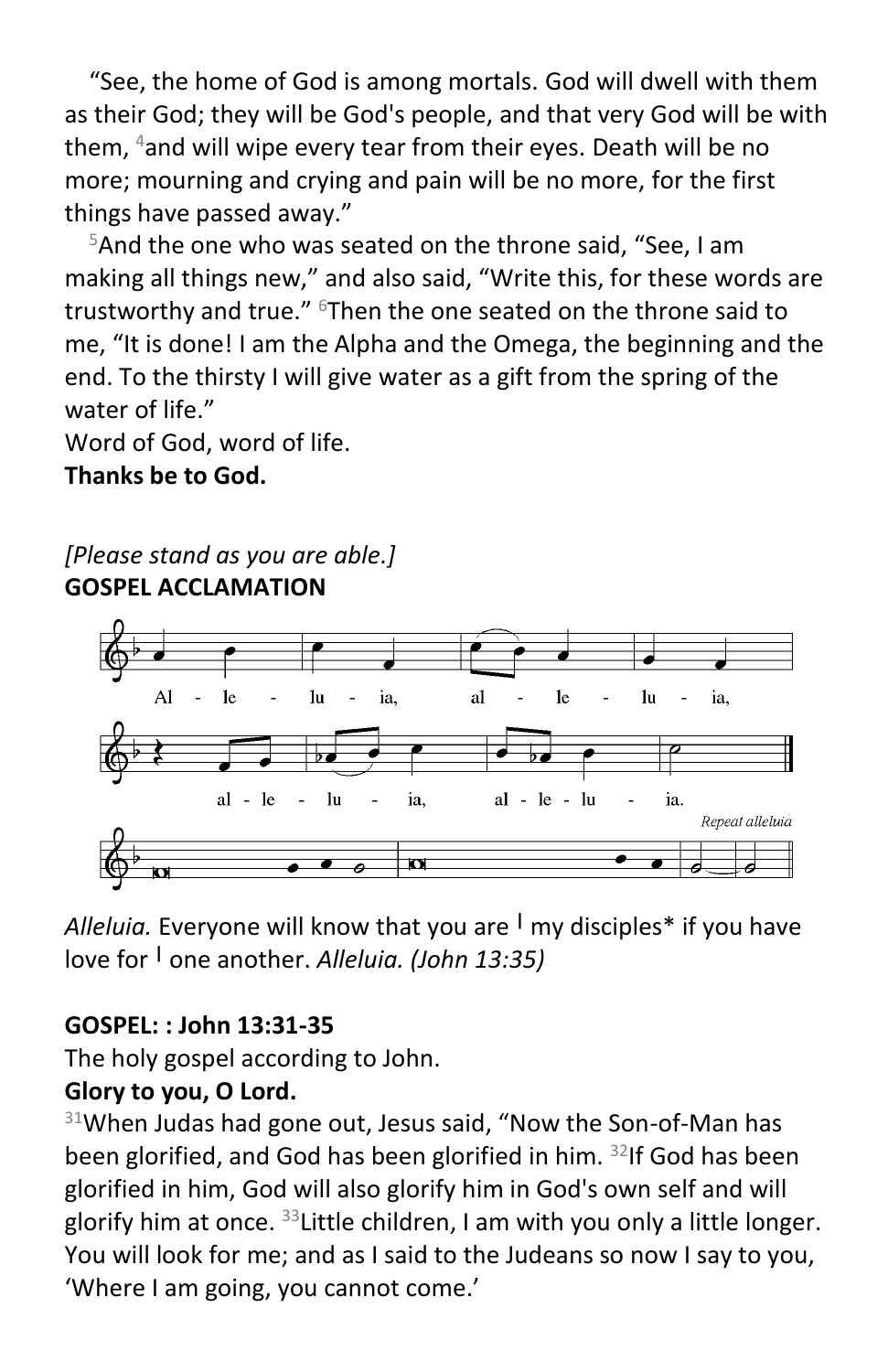"See, the home of God is among mortals. God will dwell with them as their God; they will be God's people, and that very God will be with them, [4]and will wipe every tear from their eyes. Death will be no more; mourning and crying and pain will be no more, for the first things have passed away."

[5]And the one who was seated on the throne said, "See, I am making all things new," and also said, "Write this, for these words are trustworthy and true." [6]Then the one seated on the throne said to me, "It is done! I am the Alpha and the Omega, the beginning and the end. To the thirsty I will give water as a gift from the spring of the water of life."

Word of God, word of life.

**Thanks be to God.**

*[Please stand as you are able.]*

**GOSPEL ACCLAMATION**

Al - le - lu - ia, al - le - lu - ia, al - le - lu - ia, al - le - lu - ia.

*Repeat alleluia*

*Alleluia.* Everyone will know that you are | my disciples* if you have love for | one another. *Alleluia. (John 13:35)*

**GOSPEL: : John 13:31-35**

The holy gospel according to John.

**Glory to you, O Lord.**

[31]When Judas had gone out, Jesus said, "Now the Son-of-Man has been glorified, and God has been glorified in him. [32]If God has been glorified in him, God will also glorify him in God's own self and will glorify him at once. [33]Little children, I am with you only a little longer. You will look for me; and as I said to the Judeans so now I say to you, 'Where I am going, you cannot come.'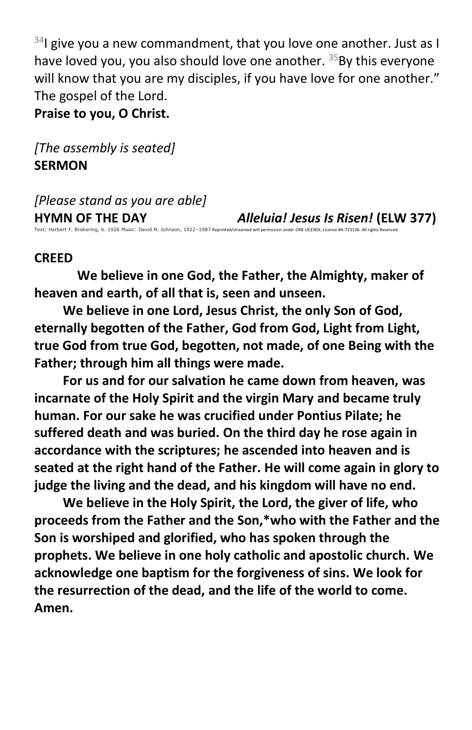[34]I give you a new commandment, that you love one another. Just as I have loved you, you also should love one another. [35]By this everyone will know that you are my disciples, if you have love for one another."
The gospel of the Lord.
**Praise to you, O Christ.**

*[The assembly is seated]*
**SERMON**

*[Please stand as you are able]*
**HYMN OF THE DAY** ***Alleluia! Jesus Is Risen!*** **(ELW 377)**
Text: Herbert F. Brokering, b. 1926 Music: David N. Johnson, 1922–1987 Reprinted/streamed will permission under ONE LICENSE, License #A-723136. All rights Reserved.

**CREED**

**We believe in one God, the Father, the Almighty, maker of heaven and earth, of all that is, seen and unseen.**

**We believe in one Lord, Jesus Christ, the only Son of God, eternally begotten of the Father, God from God, Light from Light, true God from true God, begotten, not made, of one Being with the Father; through him all things were made.**

**For us and for our salvation he came down from heaven, was incarnate of the Holy Spirit and the virgin Mary and became truly human. For our sake he was crucified under Pontius Pilate; he suffered death and was buried. On the third day he rose again in accordance with the scriptures; he ascended into heaven and is seated at the right hand of the Father. He will come again in glory to judge the living and the dead, and his kingdom will have no end.**

**We believe in the Holy Spirit, the Lord, the giver of life, who proceeds from the Father and the Son,*who with the Father and the Son is worshiped and glorified, who has spoken through the prophets. We believe in one holy catholic and apostolic church. We acknowledge one baptism for the forgiveness of sins. We look for the resurrection of the dead, and the life of the world to come. Amen.**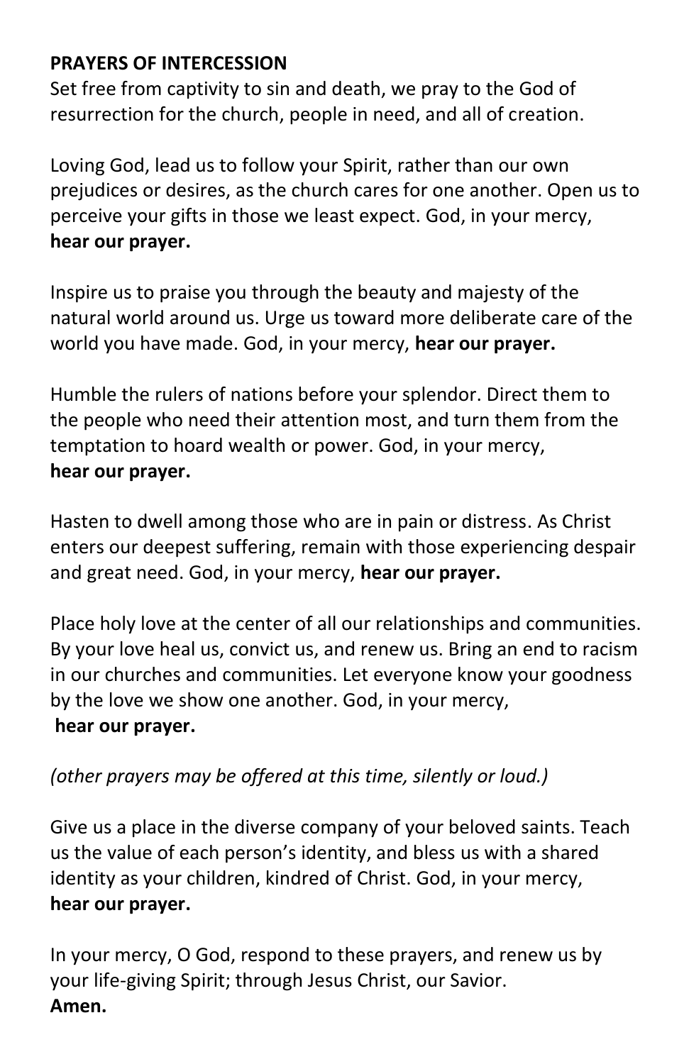**PRAYERS OF INTERCESSION**

Set free from captivity to sin and death, we pray to the God of resurrection for the church, people in need, and all of creation.

Loving God, lead us to follow your Spirit, rather than our own prejudices or desires, as the church cares for one another. Open us to perceive your gifts in those we least expect. God, in your mercy, **hear our prayer.**

Inspire us to praise you through the beauty and majesty of the natural world around us. Urge us toward more deliberate care of the world you have made. God, in your mercy, **hear our prayer.**

Humble the rulers of nations before your splendor. Direct them to the people who need their attention most, and turn them from the temptation to hoard wealth or power. God, in your mercy, **hear our prayer.**

Hasten to dwell among those who are in pain or distress. As Christ enters our deepest suffering, remain with those experiencing despair and great need. God, in your mercy, **hear our prayer.**

Place holy love at the center of all our relationships and communities. By your love heal us, convict us, and renew us. Bring an end to racism in our churches and communities. Let everyone know your goodness by the love we show one another. God, in your mercy, **hear our prayer.**

*(other prayers may be offered at this time, silently or loud.)*

Give us a place in the diverse company of your beloved saints. Teach us the value of each person's identity, and bless us with a shared identity as your children, kindred of Christ. God, in your mercy, **hear our prayer.**

In your mercy, O God, respond to these prayers, and renew us by your life-giving Spirit; through Jesus Christ, our Savior.
**Amen.**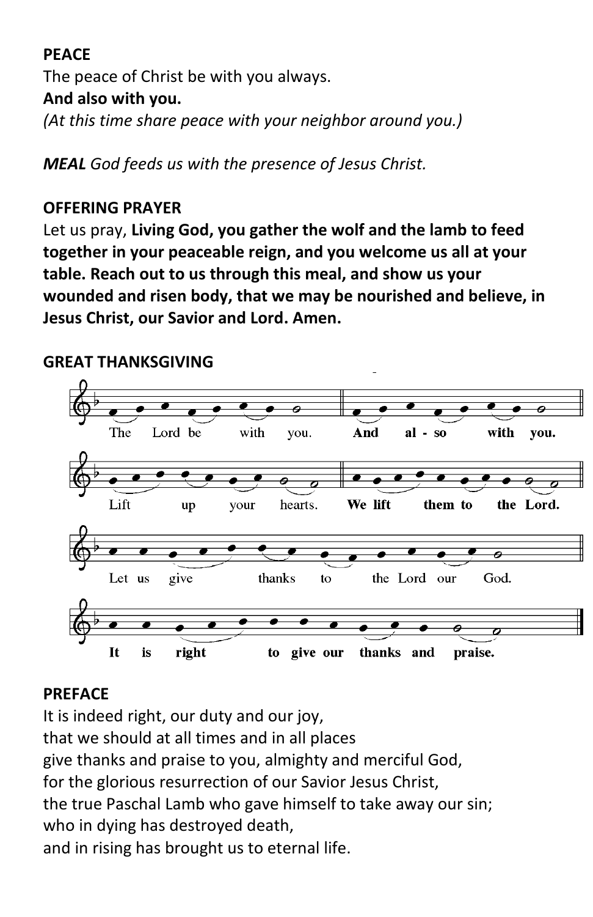**PEACE**

The peace of Christ be with you always.

**And also with you.**

*(At this time share peace with your neighbor around you.)*

***MEAL*** *God feeds us with the presence of Jesus Christ.*

**OFFERING PRAYER**

Let us pray, **Living God, you gather the wolf and the lamb to feed together in your peaceable reign, and you welcome us all at your table. Reach out to us through this meal, and show us your wounded and risen body, that we may be nourished and believe, in Jesus Christ, our Savior and Lord. Amen.**

**GREAT THANKSGIVING**

The Lord be with you. **And al - so with you.**

Lift up your hearts. **We lift them to the Lord.**

Let us give thanks to the Lord our God.

**It is right to give our thanks and praise.**

**PREFACE**

It is indeed right, our duty and our joy,
that we should at all times and in all places
give thanks and praise to you, almighty and merciful God,
for the glorious resurrection of our Savior Jesus Christ,
the true Paschal Lamb who gave himself to take away our sin;
who in dying has destroyed death,
and in rising has brought us to eternal life.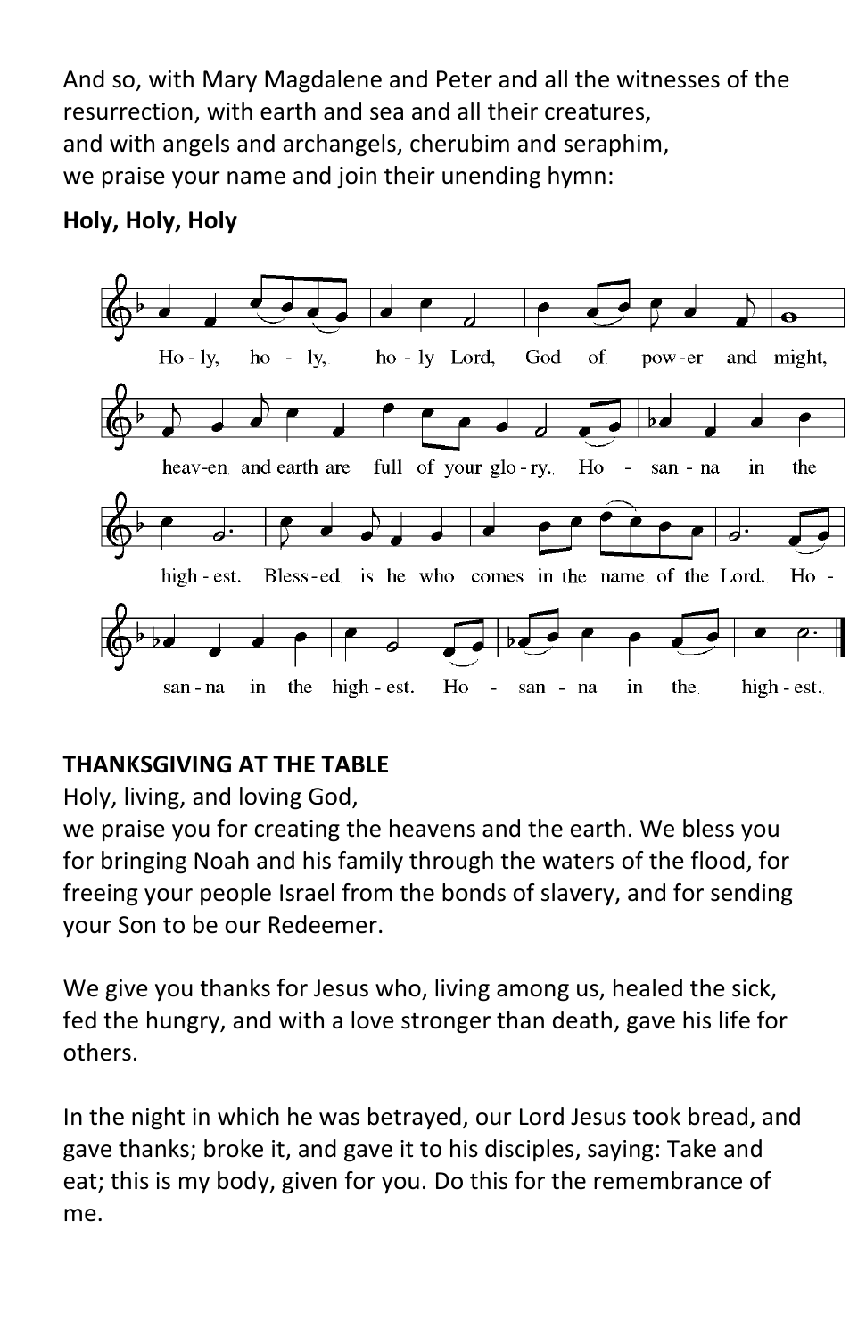And so, with Mary Magdalene and Peter and all the witnesses of the resurrection, with earth and sea and all their creatures,
and with angels and archangels, cherubim and seraphim,
we praise your name and join their unending hymn:

**Holy, Holy, Holy**

Ho - ly, ho - ly, ho - ly Lord, God of pow - er and might,
heav - en and earth are full of your glo - ry. Ho - san - na in the
high - est. Bless - ed is he who comes in the name of the Lord. Ho -
san - na in the high - est. Ho - san - na in the high - est.

**THANKSGIVING AT THE TABLE**

Holy, living, and loving God,
we praise you for creating the heavens and the earth. We bless you for bringing Noah and his family through the waters of the flood, for freeing your people Israel from the bonds of slavery, and for sending your Son to be our Redeemer.

We give you thanks for Jesus who, living among us, healed the sick, fed the hungry, and with a love stronger than death, gave his life for others.

In the night in which he was betrayed, our Lord Jesus took bread, and gave thanks; broke it, and gave it to his disciples, saying: Take and eat; this is my body, given for you. Do this for the remembrance of me.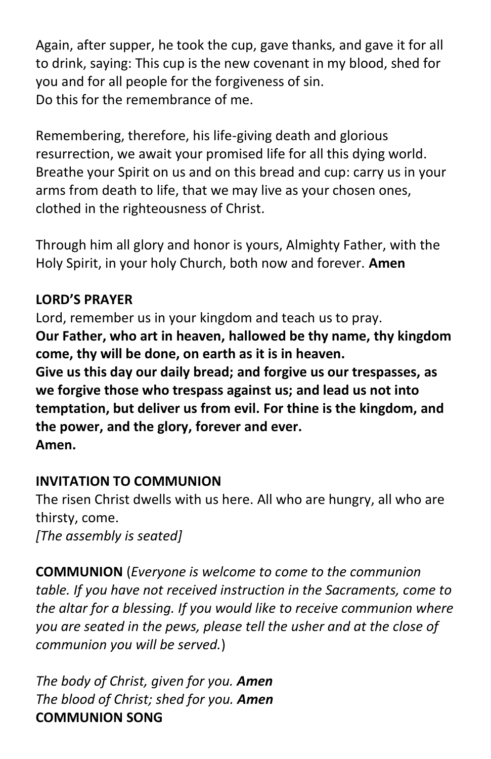Again, after supper, he took the cup, gave thanks, and gave it for all to drink, saying: This cup is the new covenant in my blood, shed for you and for all people for the forgiveness of sin.
Do this for the remembrance of me.

Remembering, therefore, his life-giving death and glorious resurrection, we await your promised life for all this dying world. Breathe your Spirit on us and on this bread and cup: carry us in your arms from death to life, that we may live as your chosen ones, clothed in the righteousness of Christ.

Through him all glory and honor is yours, Almighty Father, with the Holy Spirit, in your holy Church, both now and forever. **Amen**

**LORD'S PRAYER**

Lord, remember us in your kingdom and teach us to pray.
**Our Father, who art in heaven, hallowed be thy name, thy kingdom come, thy will be done, on earth as it is in heaven.**
**Give us this day our daily bread; and forgive us our trespasses, as we forgive those who trespass against us; and lead us not into temptation, but deliver us from evil. For thine is the kingdom, and the power, and the glory, forever and ever.**
**Amen.**

**INVITATION TO COMMUNION**

The risen Christ dwells with us here. All who are hungry, all who are thirsty, come.
*[The assembly is seated]*

**COMMUNION** (*Everyone is welcome to come to the communion table. If you have not received instruction in the Sacraments, come to the altar for a blessing. If you would like to receive communion where you are seated in the pews, please tell the usher and at the close of communion you will be served.*)

*The body of Christ, given for you.* ***Amen***
*The blood of Christ; shed for you.* ***Amen***

**COMMUNION SONG**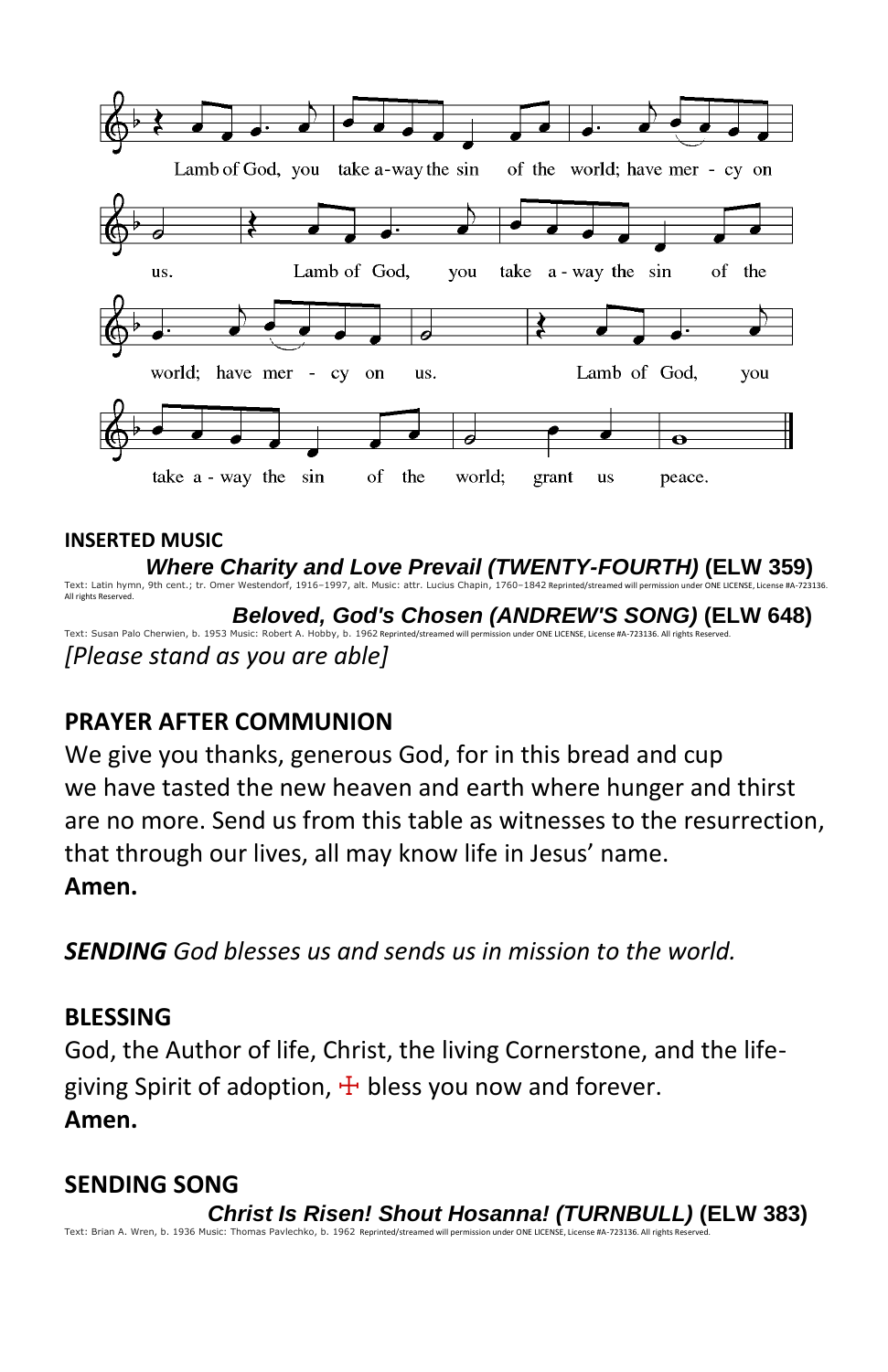Lamb of God, you take a-way the sin of the world; have mer - cy on us. Lamb of God, you take a - way the sin of the world; have mer - cy on us. Lamb of God, you take a - way the sin of the world; grant us peace.

**INSERTED MUSIC**

***Where Charity and Love Prevail (TWENTY-FOURTH)*** **(ELW 359)**
Text: Latin hymn, 9th cent.; tr. Omer Westendorf, 1916–1997, alt. Music: attr. Lucius Chapin, 1760–1842 Reprinted/streamed will permission under ONE LICENSE, License #A-723136. All rights Reserved.

***Beloved, God's Chosen (ANDREW'S SONG)*** **(ELW 648)**
Text: Susan Palo Cherwien, b. 1953 Music: Robert A. Hobby, b. 1962 Reprinted/streamed will permission under ONE LICENSE, License #A-723136. All rights Reserved.

*[Please stand as you are able]*

**PRAYER AFTER COMMUNION**

We give you thanks, generous God, for in this bread and cup we have tasted the new heaven and earth where hunger and thirst are no more. Send us from this table as witnesses to the resurrection, that through our lives, all may know life in Jesus' name.
**Amen.**

***SENDING*** *God blesses us and sends us in mission to the world.*

**BLESSING**

God, the Author of life, Christ, the living Cornerstone, and the life-giving Spirit of adoption, ☩ bless you now and forever.
**Amen.**

**SENDING SONG**

***Christ Is Risen! Shout Hosanna! (TURNBULL)*** **(ELW 383)**
Text: Brian A. Wren, b. 1936 Music: Thomas Pavlechko, b. 1962 Reprinted/streamed will permission under ONE LICENSE, License #A-723136. All rights Reserved.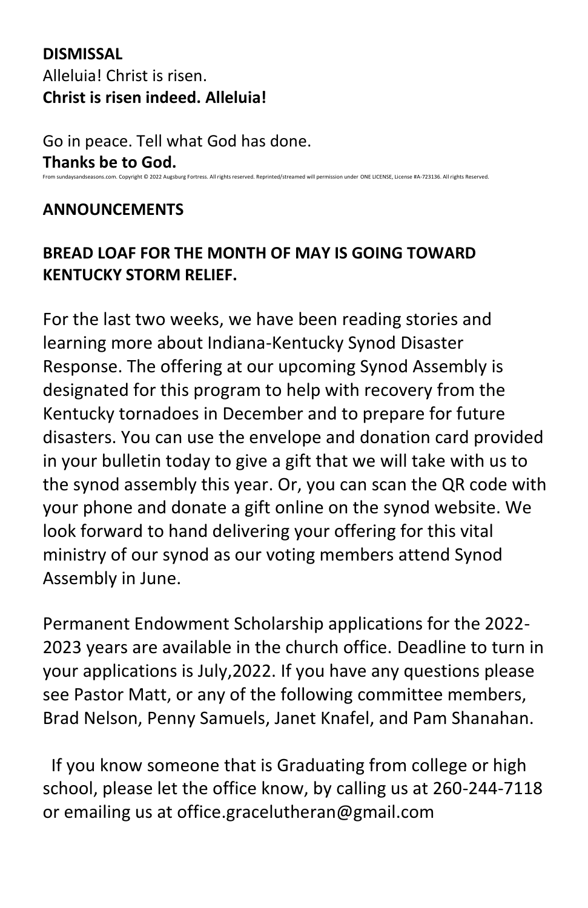**DISMISSAL**

Alleluia! Christ is risen.
**Christ is risen indeed. Alleluia!**

Go in peace. Tell what God has done.
**Thanks be to God.**

From sundaysandseasons.com. Copyright © 2022 Augsburg Fortress. All rights reserved. Reprinted/streamed will permission under ONE LICENSE, License #A-723136. All rights Reserved.

**ANNOUNCEMENTS**

**BREAD LOAF FOR THE MONTH OF MAY IS GOING TOWARD KENTUCKY STORM RELIEF.**

For the last two weeks, we have been reading stories and learning more about Indiana-Kentucky Synod Disaster Response. The offering at our upcoming Synod Assembly is designated for this program to help with recovery from the Kentucky tornadoes in December and to prepare for future disasters. You can use the envelope and donation card provided in your bulletin today to give a gift that we will take with us to the synod assembly this year. Or, you can scan the QR code with your phone and donate a gift online on the synod website. We look forward to hand delivering your offering for this vital ministry of our synod as our voting members attend Synod Assembly in June.

Permanent Endowment Scholarship applications for the 2022-2023 years are available in the church office. Deadline to turn in your applications is July,2022. If you have any questions please see Pastor Matt, or any of the following committee members, Brad Nelson, Penny Samuels, Janet Knafel, and Pam Shanahan.

If you know someone that is Graduating from college or high school, please let the office know, by calling us at 260-244-7118 or emailing us at office.gracelutheran@gmail.com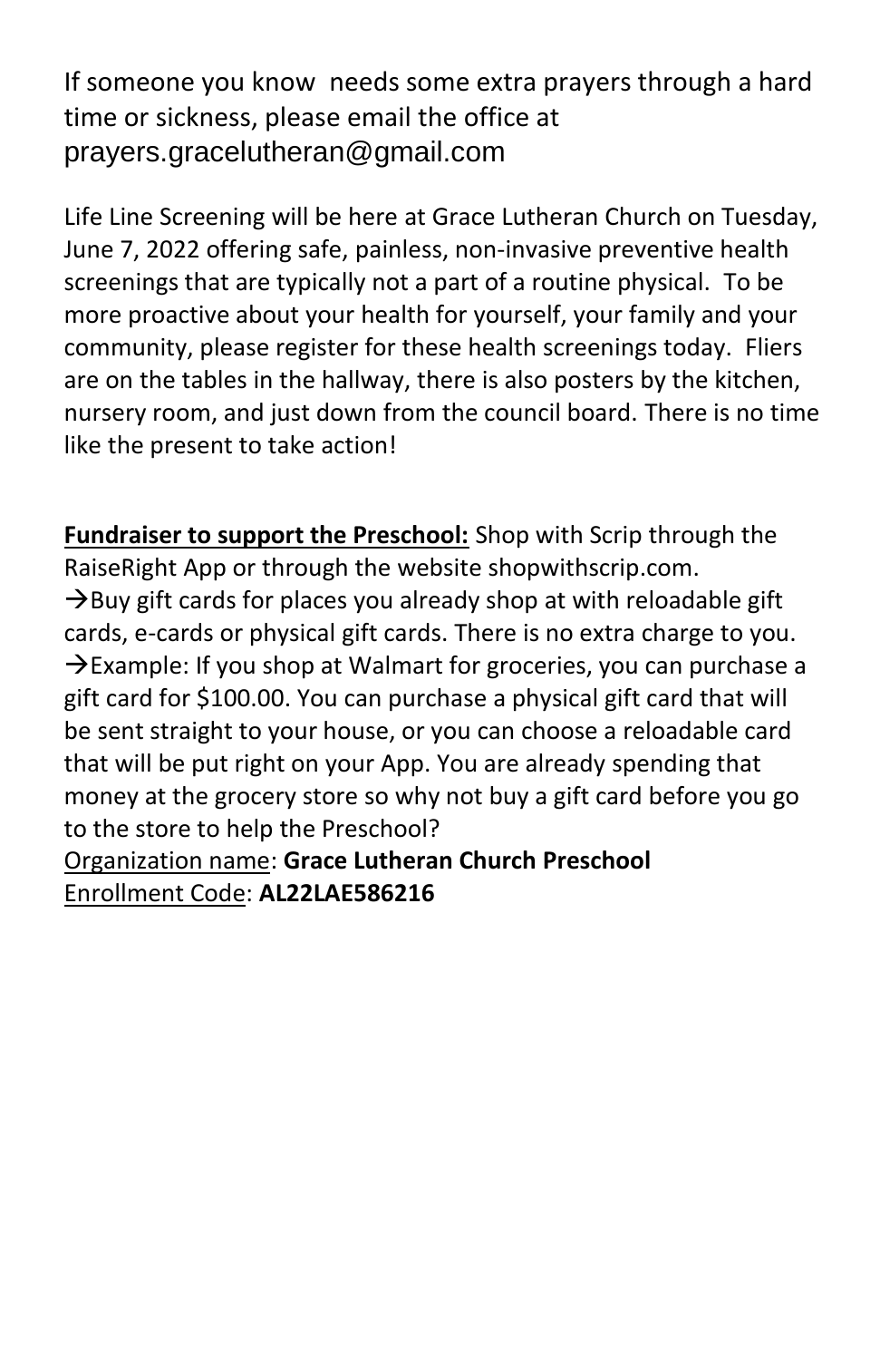If someone you know  needs some extra prayers through a hard time or sickness, please email the office at prayers.gracelutheran@gmail.com

Life Line Screening will be here at Grace Lutheran Church on Tuesday, June 7, 2022 offering safe, painless, non-invasive preventive health screenings that are typically not a part of a routine physical.  To be more proactive about your health for yourself, your family and your community, please register for these health screenings today.  Fliers are on the tables in the hallway, there is also posters by the kitchen, nursery room, and just down from the council board. There is no time like the present to take action!

**Fundraiser to support the Preschool:** Shop with Scrip through the RaiseRight App or through the website shopwithscrip.com.

→Buy gift cards for places you already shop at with reloadable gift cards, e-cards or physical gift cards. There is no extra charge to you.

→Example: If you shop at Walmart for groceries, you can purchase a gift card for $100.00. You can purchase a physical gift card that will be sent straight to your house, or you can choose a reloadable card that will be put right on your App. You are already spending that money at the grocery store so why not buy a gift card before you go to the store to help the Preschool?

Organization name: **Grace Lutheran Church Preschool**

Enrollment Code: **AL22LAE586216**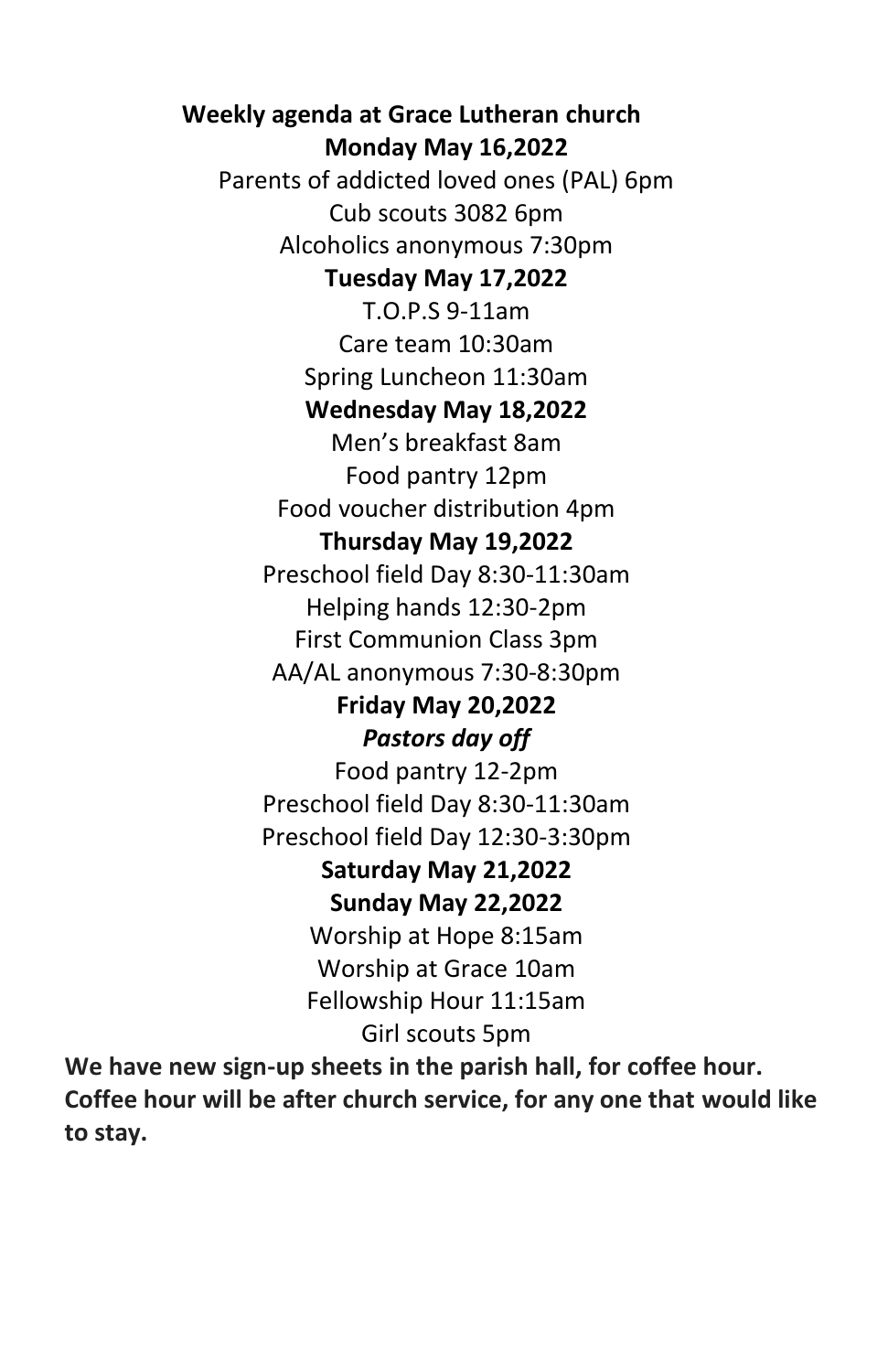**Weekly agenda at Grace Lutheran church**

**Monday May 16,2022**

Parents of addicted loved ones (PAL) 6pm

Cub scouts 3082 6pm

Alcoholics anonymous 7:30pm

**Tuesday May 17,2022**

T.O.P.S 9-11am

Care team 10:30am

Spring Luncheon 11:30am

**Wednesday May 18,2022**

Men's breakfast 8am

Food pantry 12pm

Food voucher distribution 4pm

**Thursday May 19,2022**

Preschool field Day 8:30-11:30am

Helping hands 12:30-2pm

First Communion Class 3pm

AA/AL anonymous 7:30-8:30pm

**Friday May 20,2022**

***Pastors day off***

Food pantry 12-2pm

Preschool field Day 8:30-11:30am

Preschool field Day 12:30-3:30pm

**Saturday May 21,2022**

**Sunday May 22,2022**

Worship at Hope 8:15am

Worship at Grace 10am

Fellowship Hour 11:15am

Girl scouts 5pm

**We have new sign-up sheets in the parish hall, for coffee hour. Coffee hour will be after church service, for any one that would like to stay.**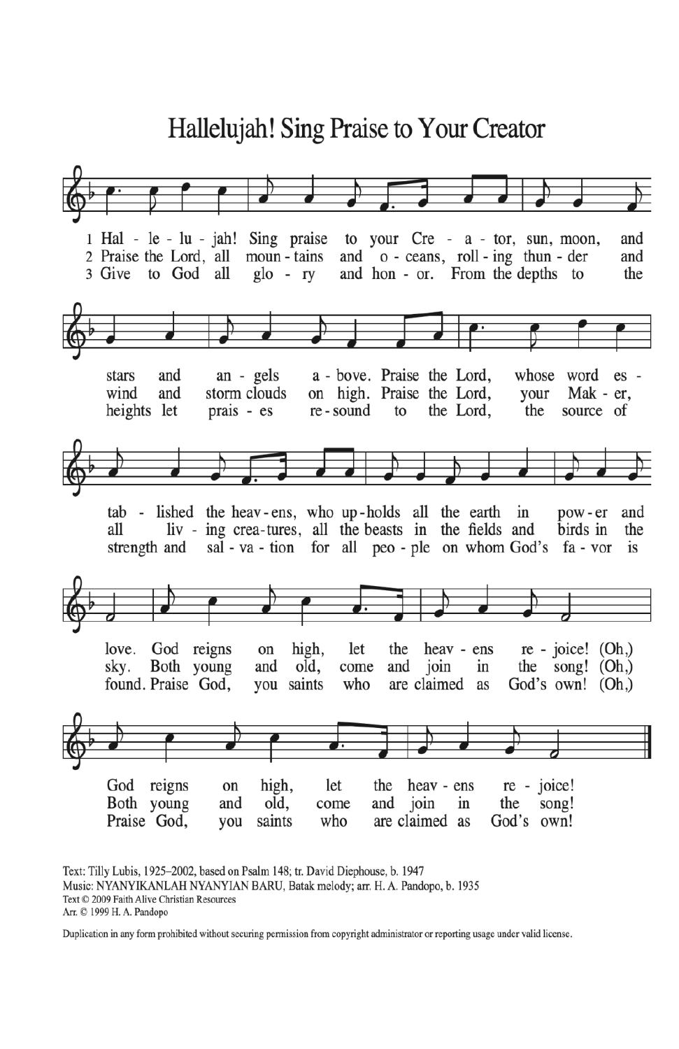# Hallelujah! Sing Praise to Your Creator

1 Hal - le - lu - jah! Sing praise to your Cre - a - tor, sun, moon, and stars and an - gels a - bove. Praise the Lord, whose word es - tab - lished the heav - ens, who up - holds all the earth in pow - er and love. God reigns on high, let the heav - ens re - joice! (Oh,) God reigns on high, let the heav - ens re - joice!

2 Praise the Lord, all moun - tains and o - ceans, roll - ing thun - der and wind and storm clouds on high. Praise the Lord, your Mak - er, all liv - ing crea - tures, all the beasts in the fields and birds in the sky. Both young and old, come and join in the song! (Oh,) Both young and old, come and join in the song!

3 Give to God all glo - ry and hon - or. From the depths to the heights let prais - es re - sound to the Lord, the source of strength and sal - va - tion for all peo - ple on whom God's fa - vor is found. Praise God, you saints who are claimed as God's own! (Oh,) Praise God, you saints who are claimed as God's own!

Text: Tilly Lubis, 1925–2002, based on Psalm 148; tr. David Diephouse, b. 1947
Music: NYANYIKANLAH NYANYIAN BARU, Batak melody; arr. H. A. Pandopo, b. 1935
Text © 2009 Faith Alive Christian Resources
Arr. © 1999 H. A. Pandopo

Duplication in any form prohibited without securing permission from copyright administrator or reporting usage under valid license.